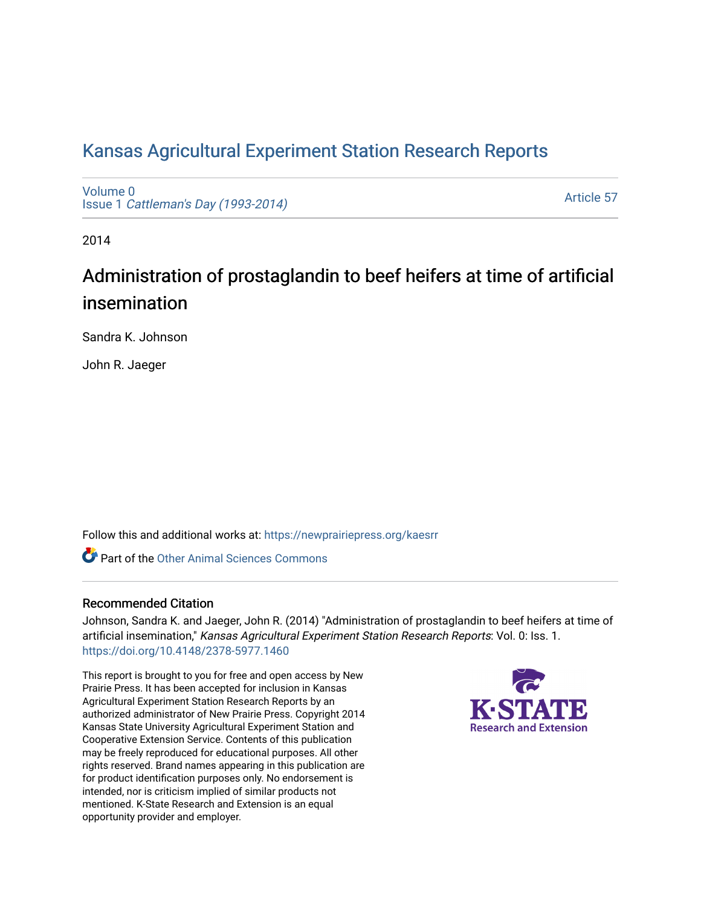# Kansas Agricultural Experiment Station Research Reports

Volume 0
Issue 1 *Cattleman's Day (1993-2014)*

Article 57

2014

## Administration of prostaglandin to beef heifers at time of artificial insemination

Sandra K. Johnson

John R. Jaeger

Follow this and additional works at: https://newprairiepress.org/kaesrr

Part of the Other Animal Sciences Commons

### Recommended Citation

Johnson, Sandra K. and Jaeger, John R. (2014) "Administration of prostaglandin to beef heifers at time of artificial insemination," *Kansas Agricultural Experiment Station Research Reports*: Vol. 0: Iss. 1. https://doi.org/10.4148/2378-5977.1460

This report is brought to you for free and open access by New Prairie Press. It has been accepted for inclusion in Kansas Agricultural Experiment Station Research Reports by an authorized administrator of New Prairie Press. Copyright 2014 Kansas State University Agricultural Experiment Station and Cooperative Extension Service. Contents of this publication may be freely reproduced for educational purposes. All other rights reserved. Brand names appearing in this publication are for product identification purposes only. No endorsement is intended, nor is criticism implied of similar products not mentioned. K-State Research and Extension is an equal opportunity provider and employer.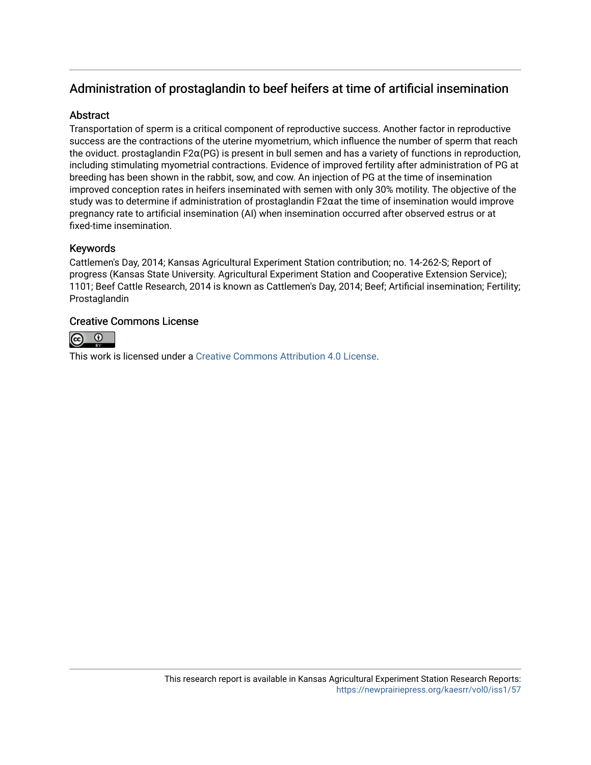## Administration of prostaglandin to beef heifers at time of artificial insemination

### Abstract

Transportation of sperm is a critical component of reproductive success. Another factor in reproductive success are the contractions of the uterine myometrium, which influence the number of sperm that reach the oviduct. prostaglandin F2α(PG) is present in bull semen and has a variety of functions in reproduction, including stimulating myometrial contractions. Evidence of improved fertility after administration of PG at breeding has been shown in the rabbit, sow, and cow. An injection of PG at the time of insemination improved conception rates in heifers inseminated with semen with only 30% motility. The objective of the study was to determine if administration of prostaglandin F2αat the time of insemination would improve pregnancy rate to artificial insemination (AI) when insemination occurred after observed estrus or at fixed-time insemination.

### Keywords

Cattlemen's Day, 2014; Kansas Agricultural Experiment Station contribution; no. 14-262-S; Report of progress (Kansas State University. Agricultural Experiment Station and Cooperative Extension Service); 1101; Beef Cattle Research, 2014 is known as Cattlemen's Day, 2014; Beef; Artificial insemination; Fertility; Prostaglandin

### Creative Commons License

This work is licensed under a Creative Commons Attribution 4.0 License.

This research report is available in Kansas Agricultural Experiment Station Research Reports: https://newprairiepress.org/kaesrr/vol0/iss1/57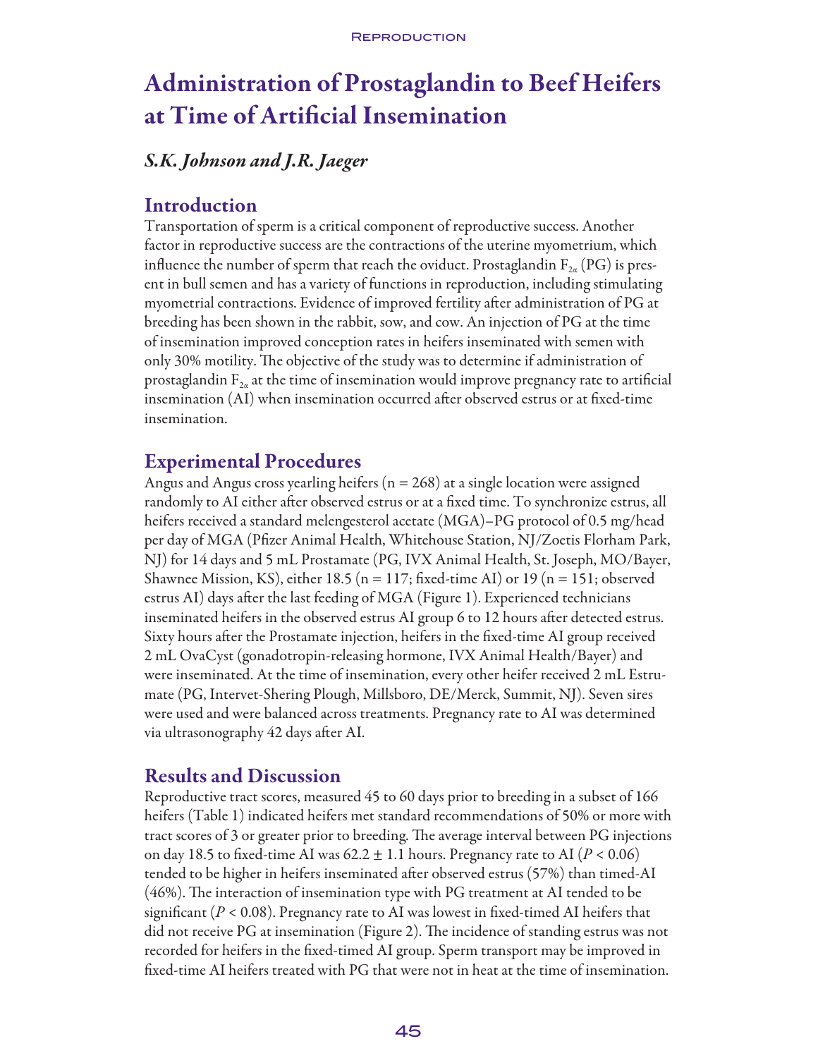# Administration of Prostaglandin to Beef Heifers at Time of Artificial Insemination

*S.K. Johnson and J.R. Jaeger*

## Introduction

Transportation of sperm is a critical component of reproductive success. Another factor in reproductive success are the contractions of the uterine myometrium, which influence the number of sperm that reach the oviduct. Prostaglandin $F_{2\alpha}$ (PG) is present in bull semen and has a variety of functions in reproduction, including stimulating myometrial contractions. Evidence of improved fertility after administration of PG at breeding has been shown in the rabbit, sow, and cow. An injection of PG at the time of insemination improved conception rates in heifers inseminated with semen with only 30% motility. The objective of the study was to determine if administration of prostaglandin $F_{2\alpha}$ at the time of insemination would improve pregnancy rate to artificial insemination (AI) when insemination occurred after observed estrus or at fixed-time insemination.

## Experimental Procedures

Angus and Angus cross yearling heifers (n = 268) at a single location were assigned randomly to AI either after observed estrus or at a fixed time. To synchronize estrus, all heifers received a standard melengesterol acetate (MGA)–PG protocol of 0.5 mg/head per day of MGA (Pfizer Animal Health, Whitehouse Station, NJ/Zoetis Florham Park, NJ) for 14 days and 5 mL Prostamate (PG, IVX Animal Health, St. Joseph, MO/Bayer, Shawnee Mission, KS), either 18.5 (n = 117; fixed-time AI) or 19 (n = 151; observed estrus AI) days after the last feeding of MGA (Figure 1). Experienced technicians inseminated heifers in the observed estrus AI group 6 to 12 hours after detected estrus. Sixty hours after the Prostamate injection, heifers in the fixed-time AI group received 2 mL OvaCyst (gonadotropin-releasing hormone, IVX Animal Health/Bayer) and were inseminated. At the time of insemination, every other heifer received 2 mL Estrumate (PG, Intervet-Shering Plough, Millsboro, DE/Merck, Summit, NJ). Seven sires were used and were balanced across treatments. Pregnancy rate to AI was determined via ultrasonography 42 days after AI.

## Results and Discussion

Reproductive tract scores, measured 45 to 60 days prior to breeding in a subset of 166 heifers (Table 1) indicated heifers met standard recommendations of 50% or more with tract scores of 3 or greater prior to breeding. The average interval between PG injections on day 18.5 to fixed-time AI was 62.2 ± 1.1 hours. Pregnancy rate to AI ($P < 0.06$) tended to be higher in heifers inseminated after observed estrus (57%) than timed-AI (46%). The interaction of insemination type with PG treatment at AI tended to be significant ($P < 0.08$). Pregnancy rate to AI was lowest in fixed-timed AI heifers that did not receive PG at insemination (Figure 2). The incidence of standing estrus was not recorded for heifers in the fixed-timed AI group. Sperm transport may be improved in fixed-time AI heifers treated with PG that were not in heat at the time of insemination.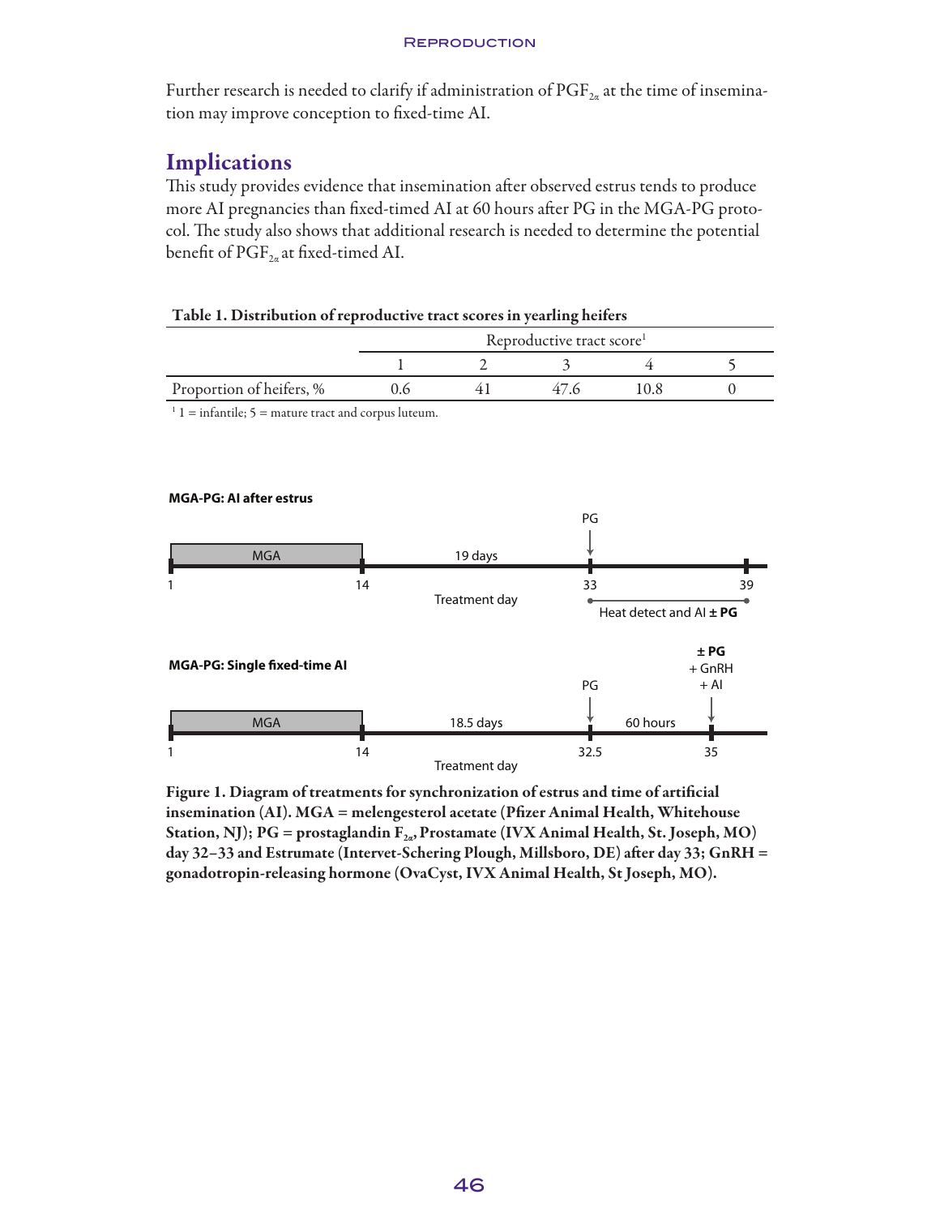Further research is needed to clarify if administration of $PGF_{2\alpha}$ at the time of insemination may improve conception to fixed-time AI.

## Implications

This study provides evidence that insemination after observed estrus tends to produce more AI pregnancies than fixed-timed AI at 60 hours after PG in the MGA-PG protocol. The study also shows that additional research is needed to determine the potential benefit of $PGF_{2\alpha}$ at fixed-timed AI.

**Table 1. Distribution of reproductive tract scores in yearling heifers**

| | Reproductive tract score[1] | | | | |
|---|---|---|---|---|---|
| | 1 | 2 | 3 | 4 | 5 |
| Proportion of heifers, % | 0.6 | 41 | 47.6 | 10.8 | 0 |

[1] 1 = infantile; 5 = mature tract and corpus luteum.

**MGA-PG: AI after estrus**

MGA | 1 | 14 | 19 days | PG | 33 | 39 | Treatment day | Heat detect and AI **± PG**

**MGA-PG: Single fixed-time AI**

MGA | 1 | 14 | 18.5 days | PG | 32.5 | 60 hours | **± PG** + GnRH + AI | 35 | Treatment day

**Figure 1. Diagram of treatments for synchronization of estrus and time of artificial insemination (AI). MGA = melengesterol acetate (Pfizer Animal Health, Whitehouse Station, NJ); PG = prostaglandin $F_{2\alpha}$, Prostamate (IVX Animal Health, St. Joseph, MO) day 32–33 and Estrumate (Intervet-Schering Plough, Millsboro, DE) after day 33; GnRH = gonadotropin-releasing hormone (OvaCyst, IVX Animal Health, St Joseph, MO).**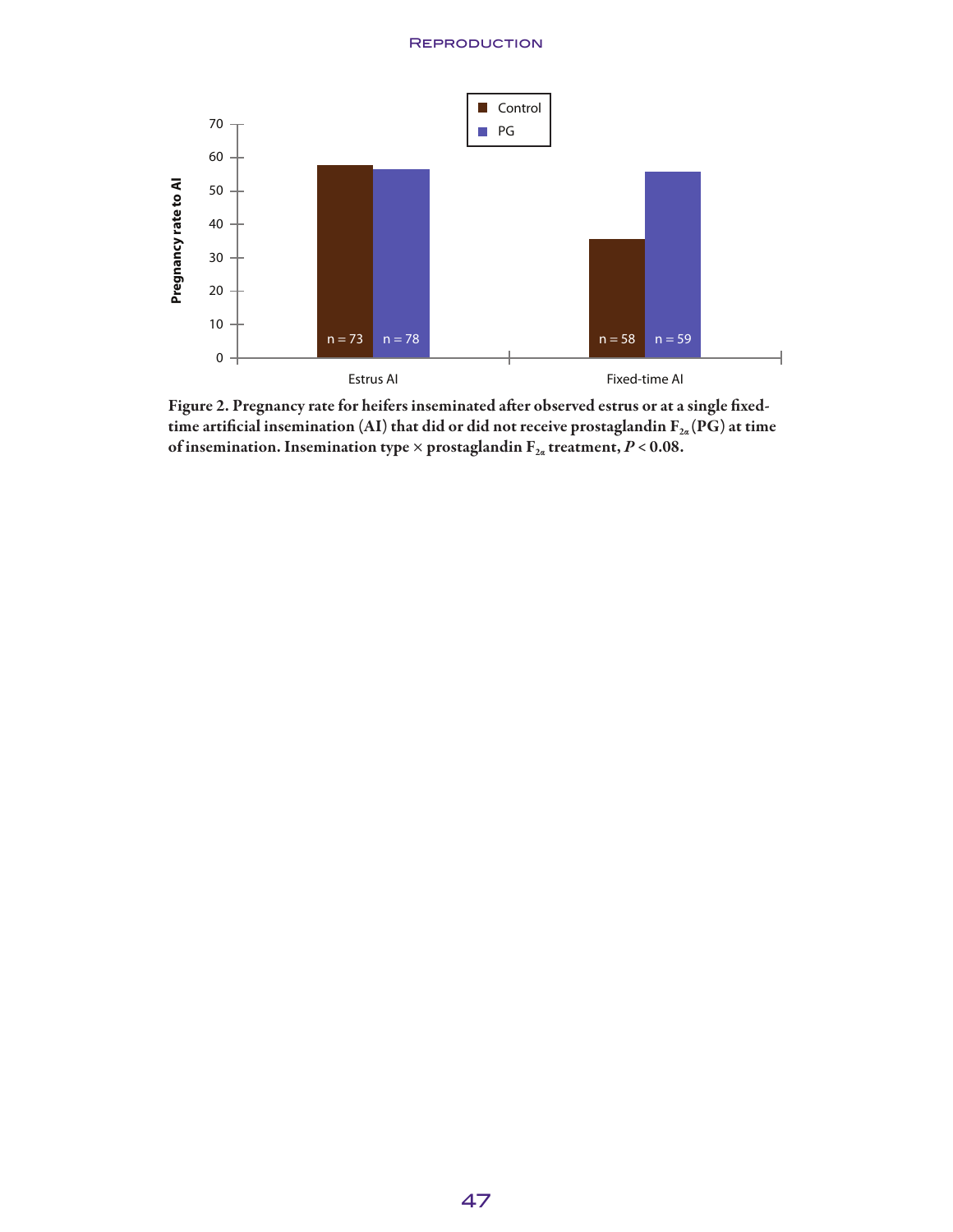Control
PG

Pregnancy rate to AI

70
60
50
40
30
20
10
0

n = 73
n = 78
n = 58
n = 59

Estrus AI
Fixed-time AI

**Figure 2. Pregnancy rate for heifers inseminated after observed estrus or at a single fixed-time artificial insemination (AI) that did or did not receive prostaglandin $F_{2\alpha}$ (PG) at time of insemination. Insemination type × prostaglandin $F_{2\alpha}$ treatment, $P < 0.08$.**